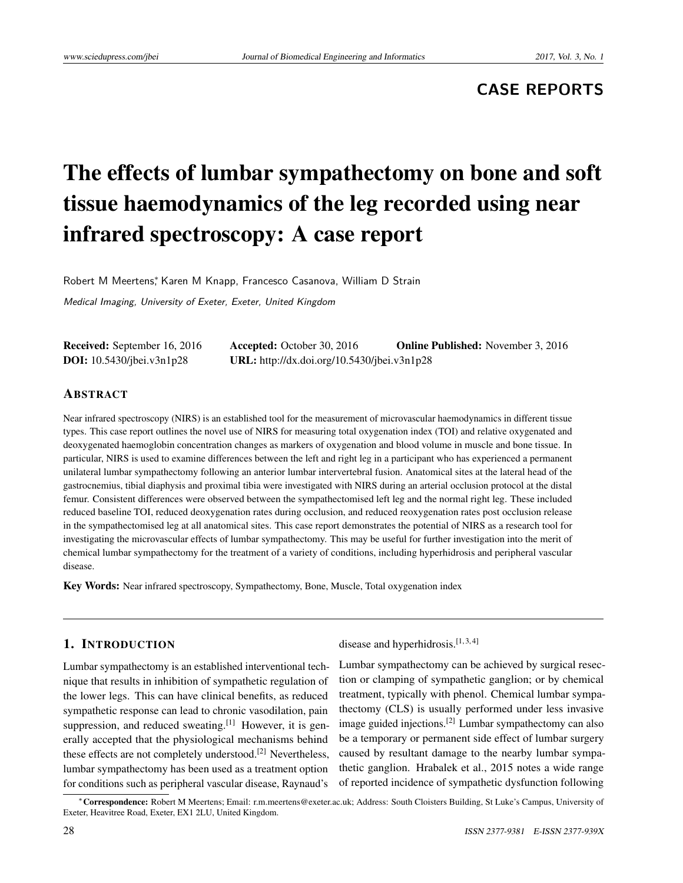CASE REPORTS

# The effects of lumbar sympathectomy on bone and soft tissue haemodynamics of the leg recorded using near infrared spectroscopy: A case report

Robert M Meertens*, Karen M Knapp, Francesco Casanova, William D Strain

*Medical Imaging, University of Exeter, Exeter, United Kingdom*

**Received:** September 16, 2016 **Accepted:** October 30, 2016 **Online Published:** November 3, 2016
**DOI:** 10.5430/jbei.v3n1p28 **URL:** http://dx.doi.org/10.5430/jbei.v3n1p28

## ABSTRACT

Near infrared spectroscopy (NIRS) is an established tool for the measurement of microvascular haemodynamics in different tissue types. This case report outlines the novel use of NIRS for measuring total oxygenation index (TOI) and relative oxygenated and deoxygenated haemoglobin concentration changes as markers of oxygenation and blood volume in muscle and bone tissue. In particular, NIRS is used to examine differences between the left and right leg in a participant who has experienced a permanent unilateral lumbar sympathectomy following an anterior lumbar intervertebral fusion. Anatomical sites at the lateral head of the gastrocnemius, tibial diaphysis and proximal tibia were investigated with NIRS during an arterial occlusion protocol at the distal femur. Consistent differences were observed between the sympathectomised left leg and the normal right leg. These included reduced baseline TOI, reduced deoxygenation rates during occlusion, and reduced reoxygenation rates post occlusion release in the sympathectomised leg at all anatomical sites. This case report demonstrates the potential of NIRS as a research tool for investigating the microvascular effects of lumbar sympathectomy. This may be useful for further investigation into the merit of chemical lumbar sympathectomy for the treatment of a variety of conditions, including hyperhidrosis and peripheral vascular disease.

**Key Words:** Near infrared spectroscopy, Sympathectomy, Bone, Muscle, Total oxygenation index

## 1. INTRODUCTION

Lumbar sympathectomy is an established interventional technique that results in inhibition of sympathetic regulation of the lower legs. This can have clinical benefits, as reduced sympathetic response can lead to chronic vasodilation, pain suppression, and reduced sweating.[1] However, it is generally accepted that the physiological mechanisms behind these effects are not completely understood.[2] Nevertheless, lumbar sympathectomy has been used as a treatment option for conditions such as peripheral vascular disease, Raynaud's disease and hyperhidrosis.[1,3,4]

Lumbar sympathectomy can be achieved by surgical resection or clamping of sympathetic ganglion; or by chemical treatment, typically with phenol. Chemical lumbar sympathectomy (CLS) is usually performed under less invasive image guided injections.[2] Lumbar sympathectomy can also be a temporary or permanent side effect of lumbar surgery caused by resultant damage to the nearby lumbar sympathetic ganglion. Hrabalek et al., 2015 notes a wide range of reported incidence of sympathetic dysfunction following

*Correspondence: Robert M Meertens; Email: r.m.meertens@exeter.ac.uk; Address: South Cloisters Building, St Luke's Campus, University of Exeter, Heavitree Road, Exeter, EX1 2LU, United Kingdom.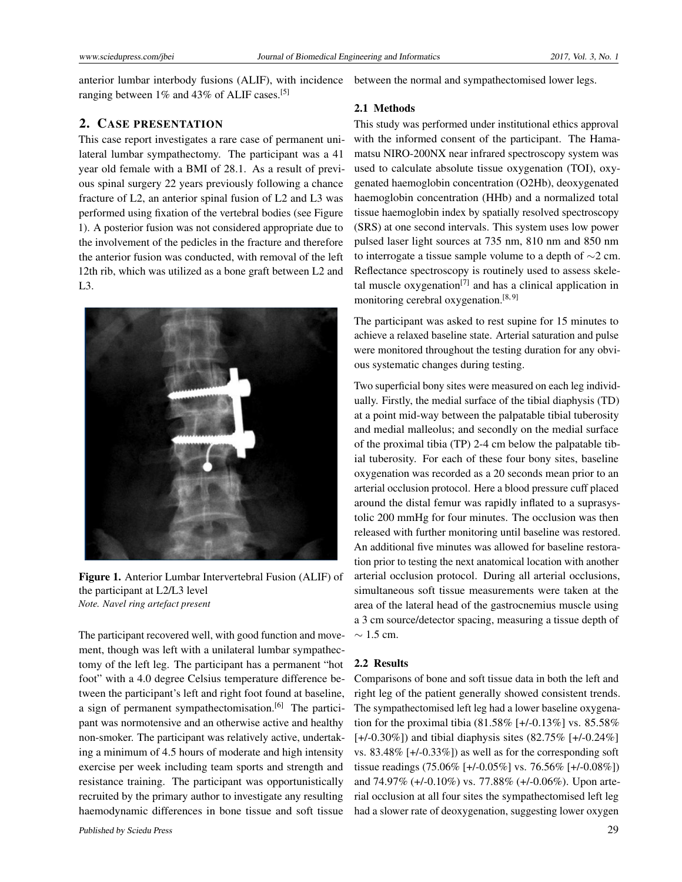anterior lumbar interbody fusions (ALIF), with incidence ranging between 1% and 43% of ALIF cases.[5]

## 2. CASE PRESENTATION

This case report investigates a rare case of permanent unilateral lumbar sympathectomy. The participant was a 41 year old female with a BMI of 28.1. As a result of previous spinal surgery 22 years previously following a chance fracture of L2, an anterior spinal fusion of L2 and L3 was performed using fixation of the vertebral bodies (see Figure 1). A posterior fusion was not considered appropriate due to the involvement of the pedicles in the fracture and therefore the anterior fusion was conducted, with removal of the left 12th rib, which was utilized as a bone graft between L2 and L3.

**Figure 1.** Anterior Lumbar Intervertebral Fusion (ALIF) of the participant at L2/L3 level
*Note. Navel ring artefact present*

The participant recovered well, with good function and movement, though was left with a unilateral lumbar sympathectomy of the left leg. The participant has a permanent "hot foot" with a 4.0 degree Celsius temperature difference between the participant's left and right foot found at baseline, a sign of permanent sympathectomisation.[6] The participant was normotensive and an otherwise active and healthy non-smoker. The participant was relatively active, undertaking a minimum of 4.5 hours of moderate and high intensity exercise per week including team sports and strength and resistance training. The participant was opportunistically recruited by the primary author to investigate any resulting haemodynamic differences in bone tissue and soft tissue between the normal and sympathectomised lower legs.

### 2.1 Methods

This study was performed under institutional ethics approval with the informed consent of the participant. The Hamamatsu NIRO-200NX near infrared spectroscopy system was used to calculate absolute tissue oxygenation (TOI), oxygenated haemoglobin concentration (O2Hb), deoxygenated haemoglobin concentration (HHb) and a normalized total tissue haemoglobin index by spatially resolved spectroscopy (SRS) at one second intervals. This system uses low power pulsed laser light sources at 735 nm, 810 nm and 850 nm to interrogate a tissue sample volume to a depth of ∼2 cm. Reflectance spectroscopy is routinely used to assess skeletal muscle oxygenation[7] and has a clinical application in monitoring cerebral oxygenation.[8, 9]

The participant was asked to rest supine for 15 minutes to achieve a relaxed baseline state. Arterial saturation and pulse were monitored throughout the testing duration for any obvious systematic changes during testing.

Two superficial bony sites were measured on each leg individually. Firstly, the medial surface of the tibial diaphysis (TD) at a point mid-way between the palpable tibial tuberosity and medial malleolus; and secondly on the medial surface of the proximal tibia (TP) 2-4 cm below the palpable tibial tuberosity. For each of these four bony sites, baseline oxygenation was recorded as a 20 seconds mean prior to an arterial occlusion protocol. Here a blood pressure cuff placed around the distal femur was rapidly inflated to a suprasystolic 200 mmHg for four minutes. The occlusion was then released with further monitoring until baseline was restored. An additional five minutes was allowed for baseline restoration prior to testing the next anatomical location with another arterial occlusion protocol. During all arterial occlusions, simultaneous soft tissue measurements were taken at the area of the lateral head of the gastrocnemius muscle using a 3 cm source/detector spacing, measuring a tissue depth of ∼ 1.5 cm.

### 2.2 Results

Comparisons of bone and soft tissue data in both the left and right leg of the patient generally showed consistent trends. The sympathectomised left leg had a lower baseline oxygenation for the proximal tibia (81.58% [+/-0.13%] vs. 85.58% [+/-0.30%]) and tibial diaphysis sites (82.75% [+/-0.24%] vs. 83.48% [+/-0.33%]) as well as for the corresponding soft tissue readings (75.06% [+/-0.05%] vs. 76.56% [+/-0.08%]) and 74.97% (+/-0.10%) vs. 77.88% (+/-0.06%). Upon arterial occlusion at all four sites the sympathectomised left leg had a slower rate of deoxygenation, suggesting lower oxygen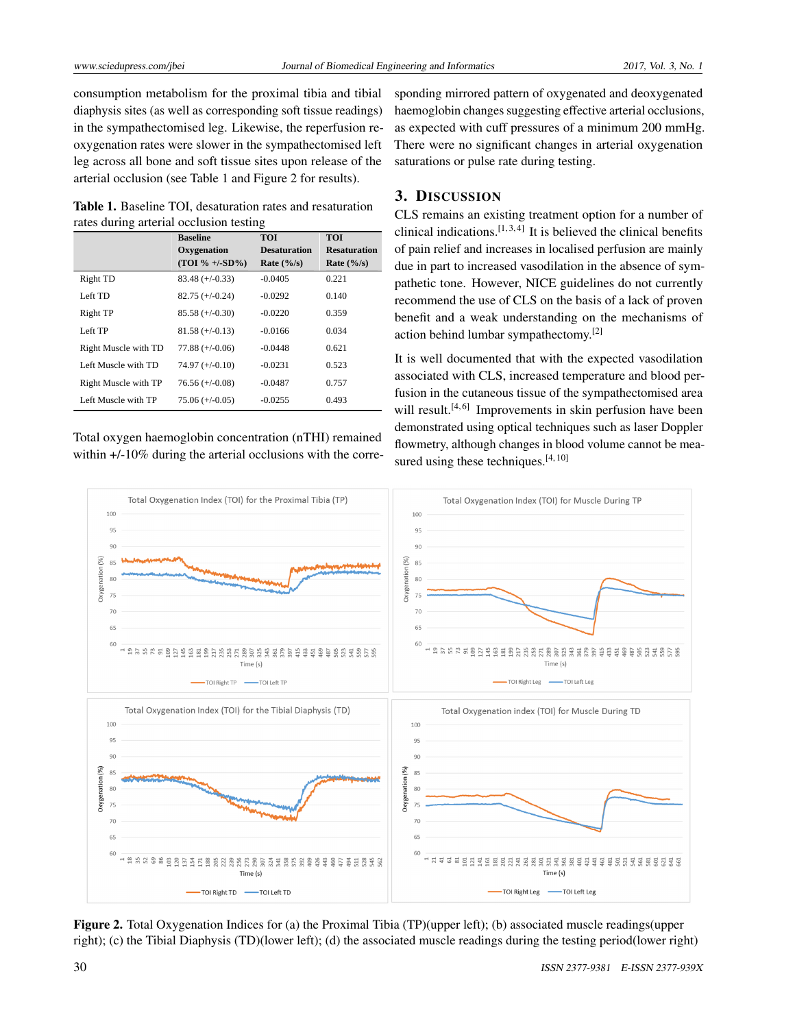consumption metabolism for the proximal tibia and tibial diaphysis sites (as well as corresponding soft tissue readings) in the sympathectomised leg. Likewise, the reperfusion re-oxygenation rates were slower in the sympathectomised left leg across all bone and soft tissue sites upon release of the arterial occlusion (see Table 1 and Figure 2 for results).

**Table 1.** Baseline TOI, desaturation rates and resaturation rates during arterial occlusion testing

| | Baseline Oxygenation (TOI % +/-SD%) | TOI Desaturation Rate (%/s) | TOI Resaturation Rate (%/s) |
|---|---|---|---|
| Right TD | 83.48 (+/-0.33) | -0.0405 | 0.221 |
| Left TD | 82.75 (+/-0.24) | -0.0292 | 0.140 |
| Right TP | 85.58 (+/-0.30) | -0.0220 | 0.359 |
| Left TP | 81.58 (+/-0.13) | -0.0166 | 0.034 |
| Right Muscle with TD | 77.88 (+/-0.06) | -0.0448 | 0.621 |
| Left Muscle with TD | 74.97 (+/-0.10) | -0.0231 | 0.523 |
| Right Muscle with TP | 76.56 (+/-0.08) | -0.0487 | 0.757 |
| Left Muscle with TP | 75.06 (+/-0.05) | -0.0255 | 0.493 |

Total oxygen haemoglobin concentration (nTHI) remained within +/-10% during the arterial occlusions with the corresponding mirrored pattern of oxygenated and deoxygenated haemoglobin changes suggesting effective arterial occlusions, as expected with cuff pressures of a minimum 200 mmHg. There were no significant changes in arterial oxygenation saturations or pulse rate during testing.

## 3. Discussion

CLS remains an existing treatment option for a number of clinical indications.[1,3,4] It is believed the clinical benefits of pain relief and increases in localised perfusion are mainly due in part to increased vasodilation in the absence of sympathetic tone. However, NICE guidelines do not currently recommend the use of CLS on the basis of a lack of proven benefit and a weak understanding on the mechanisms of action behind lumbar sympathectomy.[2]

It is well documented that with the expected vasodilation associated with CLS, increased temperature and blood perfusion in the cutaneous tissue of the sympathectomised area will result.[4,6] Improvements in skin perfusion have been demonstrated using optical techniques such as laser Doppler flowmetry, although changes in blood volume cannot be measured using these techniques.[4,10]

**Figure 2.** Total Oxygenation Indices for (a) the Proximal Tibia (TP)(upper left); (b) associated muscle readings(upper right); (c) the Tibial Diaphysis (TD)(lower left); (d) the associated muscle readings during the testing period(lower right)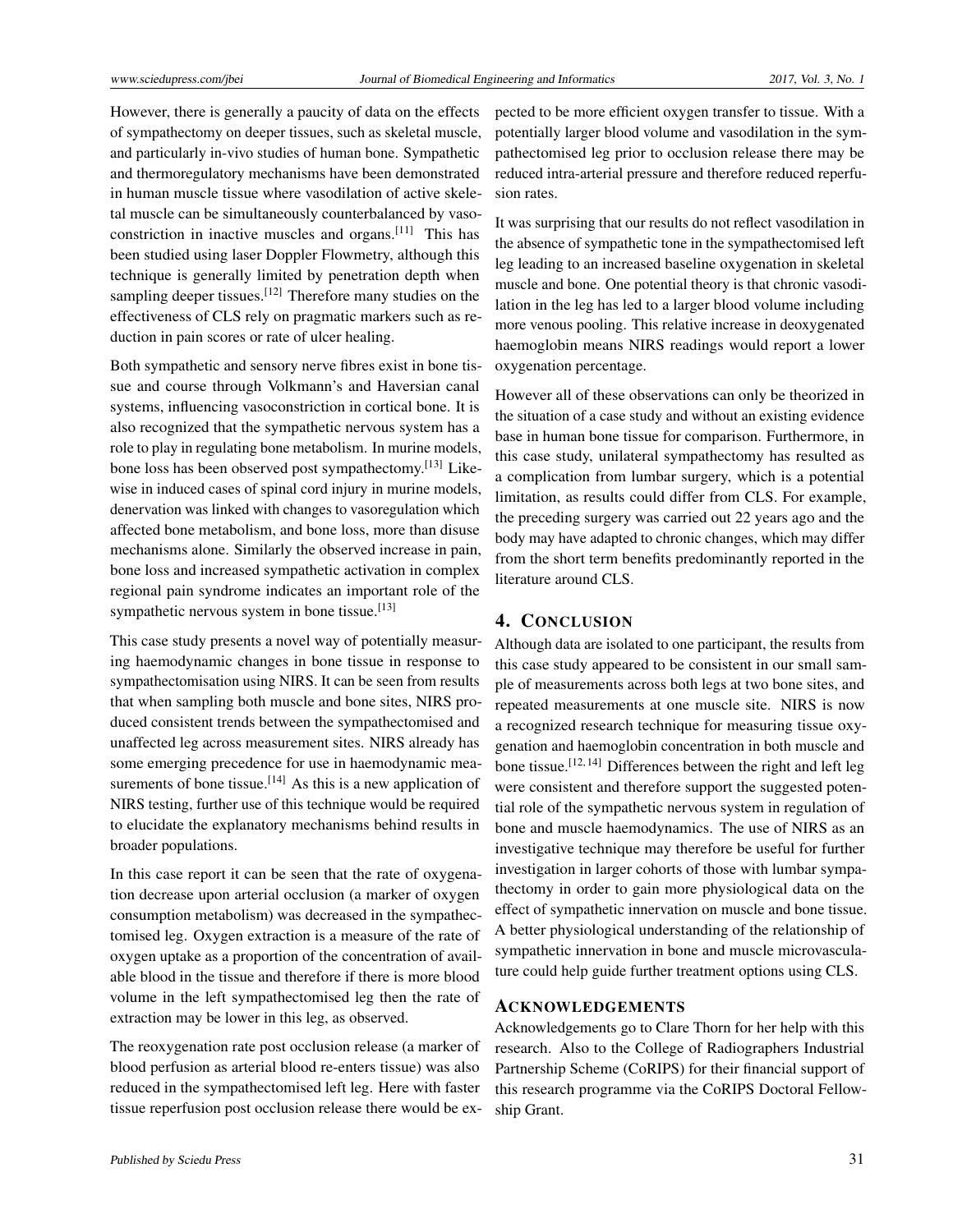However, there is generally a paucity of data on the effects of sympathectomy on deeper tissues, such as skeletal muscle, and particularly in-vivo studies of human bone. Sympathetic and thermoregulatory mechanisms have been demonstrated in human muscle tissue where vasodilation of active skeletal muscle can be simultaneously counterbalanced by vasoconstriction in inactive muscles and organs.[11] This has been studied using laser Doppler Flowmetry, although this technique is generally limited by penetration depth when sampling deeper tissues.[12] Therefore many studies on the effectiveness of CLS rely on pragmatic markers such as reduction in pain scores or rate of ulcer healing.

Both sympathetic and sensory nerve fibres exist in bone tissue and course through Volkmann's and Haversian canal systems, influencing vasoconstriction in cortical bone. It is also recognized that the sympathetic nervous system has a role to play in regulating bone metabolism. In murine models, bone loss has been observed post sympathectomy.[13] Likewise in induced cases of spinal cord injury in murine models, denervation was linked with changes to vasoregulation which affected bone metabolism, and bone loss, more than disuse mechanisms alone. Similarly the observed increase in pain, bone loss and increased sympathetic activation in complex regional pain syndrome indicates an important role of the sympathetic nervous system in bone tissue.[13]

This case study presents a novel way of potentially measuring haemodynamic changes in bone tissue in response to sympathectomisation using NIRS. It can be seen from results that when sampling both muscle and bone sites, NIRS produced consistent trends between the sympathectomised and unaffected leg across measurement sites. NIRS already has some emerging precedence for use in haemodynamic measurements of bone tissue.[14] As this is a new application of NIRS testing, further use of this technique would be required to elucidate the explanatory mechanisms behind results in broader populations.

In this case report it can be seen that the rate of oxygenation decrease upon arterial occlusion (a marker of oxygen consumption metabolism) was decreased in the sympathectomised leg. Oxygen extraction is a measure of the rate of oxygen uptake as a proportion of the concentration of available blood in the tissue and therefore if there is more blood volume in the left sympathectomised leg then the rate of extraction may be lower in this leg, as observed.

The reoxygenation rate post occlusion release (a marker of blood perfusion as arterial blood re-enters tissue) was also reduced in the sympathectomised left leg. Here with faster tissue reperfusion post occlusion release there would be expected to be more efficient oxygen transfer to tissue. With a potentially larger blood volume and vasodilation in the sympathectomised leg prior to occlusion release there may be reduced intra-arterial pressure and therefore reduced reperfusion rates.

It was surprising that our results do not reflect vasodilation in the absence of sympathetic tone in the sympathectomised left leg leading to an increased baseline oxygenation in skeletal muscle and bone. One potential theory is that chronic vasodilation in the leg has led to a larger blood volume including more venous pooling. This relative increase in deoxygenated haemoglobin means NIRS readings would report a lower oxygenation percentage.

However all of these observations can only be theorized in the situation of a case study and without an existing evidence base in human bone tissue for comparison. Furthermore, in this case study, unilateral sympathectomy has resulted as a complication from lumbar surgery, which is a potential limitation, as results could differ from CLS. For example, the preceding surgery was carried out 22 years ago and the body may have adapted to chronic changes, which may differ from the short term benefits predominantly reported in the literature around CLS.

## 4. Conclusion

Although data are isolated to one participant, the results from this case study appeared to be consistent in our small sample of measurements across both legs at two bone sites, and repeated measurements at one muscle site. NIRS is now a recognized research technique for measuring tissue oxygenation and haemoglobin concentration in both muscle and bone tissue.[12,14] Differences between the right and left leg were consistent and therefore support the suggested potential role of the sympathetic nervous system in regulation of bone and muscle haemodynamics. The use of NIRS as an investigative technique may therefore be useful for further investigation in larger cohorts of those with lumbar sympathectomy in order to gain more physiological data on the effect of sympathetic innervation on muscle and bone tissue. A better physiological understanding of the relationship of sympathetic innervation in bone and muscle microvasculature could help guide further treatment options using CLS.

## Acknowledgements

Acknowledgements go to Clare Thorn for her help with this research. Also to the College of Radiographers Industrial Partnership Scheme (CoRIPS) for their financial support of this research programme via the CoRIPS Doctoral Fellowship Grant.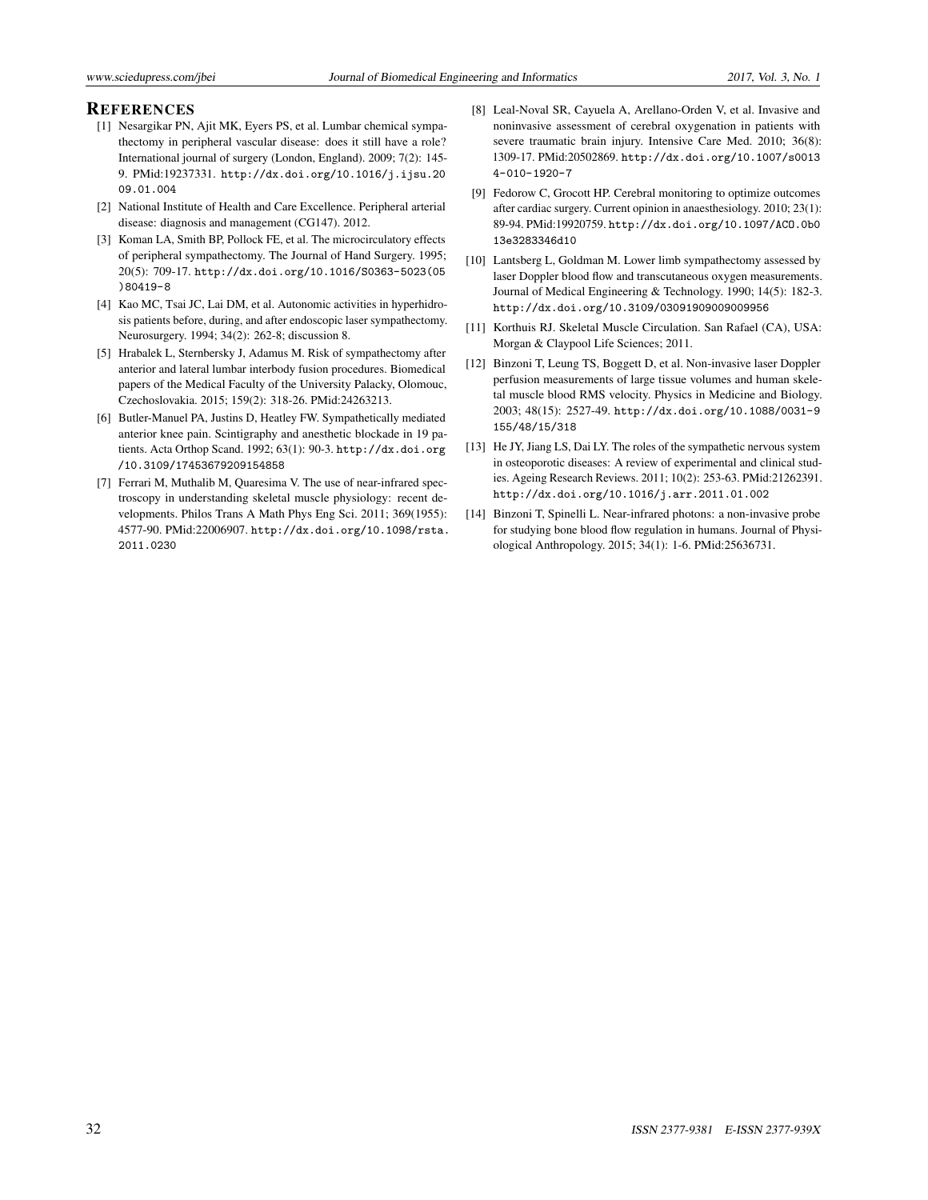## REFERENCES

[1] Nesargikar PN, Ajit MK, Eyers PS, et al. Lumbar chemical sympathectomy in peripheral vascular disease: does it still have a role? International journal of surgery (London, England). 2009; 7(2): 145-9. PMid:19237331. http://dx.doi.org/10.1016/j.ijsu.2009.01.004

[2] National Institute of Health and Care Excellence. Peripheral arterial disease: diagnosis and management (CG147). 2012.

[3] Koman LA, Smith BP, Pollock FE, et al. The microcirculatory effects of peripheral sympathectomy. The Journal of Hand Surgery. 1995; 20(5): 709-17. http://dx.doi.org/10.1016/S0363-5023(05)80419-8

[4] Kao MC, Tsai JC, Lai DM, et al. Autonomic activities in hyperhidrosis patients before, during, and after endoscopic laser sympathectomy. Neurosurgery. 1994; 34(2): 262-8; discussion 8.

[5] Hrabalek L, Sternbersky J, Adamus M. Risk of sympathectomy after anterior and lateral lumbar interbody fusion procedures. Biomedical papers of the Medical Faculty of the University Palacky, Olomouc, Czechoslovakia. 2015; 159(2): 318-26. PMid:24263213.

[6] Butler-Manuel PA, Justins D, Heatley FW. Sympathetically mediated anterior knee pain. Scintigraphy and anesthetic blockade in 19 patients. Acta Orthop Scand. 1992; 63(1): 90-3. http://dx.doi.org/10.3109/17453679209154858

[7] Ferrari M, Muthalib M, Quaresima V. The use of near-infrared spectroscopy in understanding skeletal muscle physiology: recent developments. Philos Trans A Math Phys Eng Sci. 2011; 369(1955): 4577-90. PMid:22006907. http://dx.doi.org/10.1098/rsta.2011.0230

[8] Leal-Noval SR, Cayuela A, Arellano-Orden V, et al. Invasive and noninvasive assessment of cerebral oxygenation in patients with severe traumatic brain injury. Intensive Care Med. 2010; 36(8): 1309-17. PMid:20502869. http://dx.doi.org/10.1007/s00134-010-1920-7

[9] Fedorow C, Grocott HP. Cerebral monitoring to optimize outcomes after cardiac surgery. Current opinion in anaesthesiology. 2010; 23(1): 89-94. PMid:19920759. http://dx.doi.org/10.1097/ACO.0b013e3283346d10

[10] Lantsberg L, Goldman M. Lower limb sympathectomy assessed by laser Doppler blood flow and transcutaneous oxygen measurements. Journal of Medical Engineering & Technology. 1990; 14(5): 182-3. http://dx.doi.org/10.3109/03091909009009956

[11] Korthuis RJ. Skeletal Muscle Circulation. San Rafael (CA), USA: Morgan & Claypool Life Sciences; 2011.

[12] Binzoni T, Leung TS, Boggett D, et al. Non-invasive laser Doppler perfusion measurements of large tissue volumes and human skeletal muscle blood RMS velocity. Physics in Medicine and Biology. 2003; 48(15): 2527-49. http://dx.doi.org/10.1088/0031-9155/48/15/318

[13] He JY, Jiang LS, Dai LY. The roles of the sympathetic nervous system in osteoporotic diseases: A review of experimental and clinical studies. Ageing Research Reviews. 2011; 10(2): 253-63. PMid:21262391. http://dx.doi.org/10.1016/j.arr.2011.01.002

[14] Binzoni T, Spinelli L. Near-infrared photons: a non-invasive probe for studying bone blood flow regulation in humans. Journal of Physiological Anthropology. 2015; 34(1): 1-6. PMid:25636731.